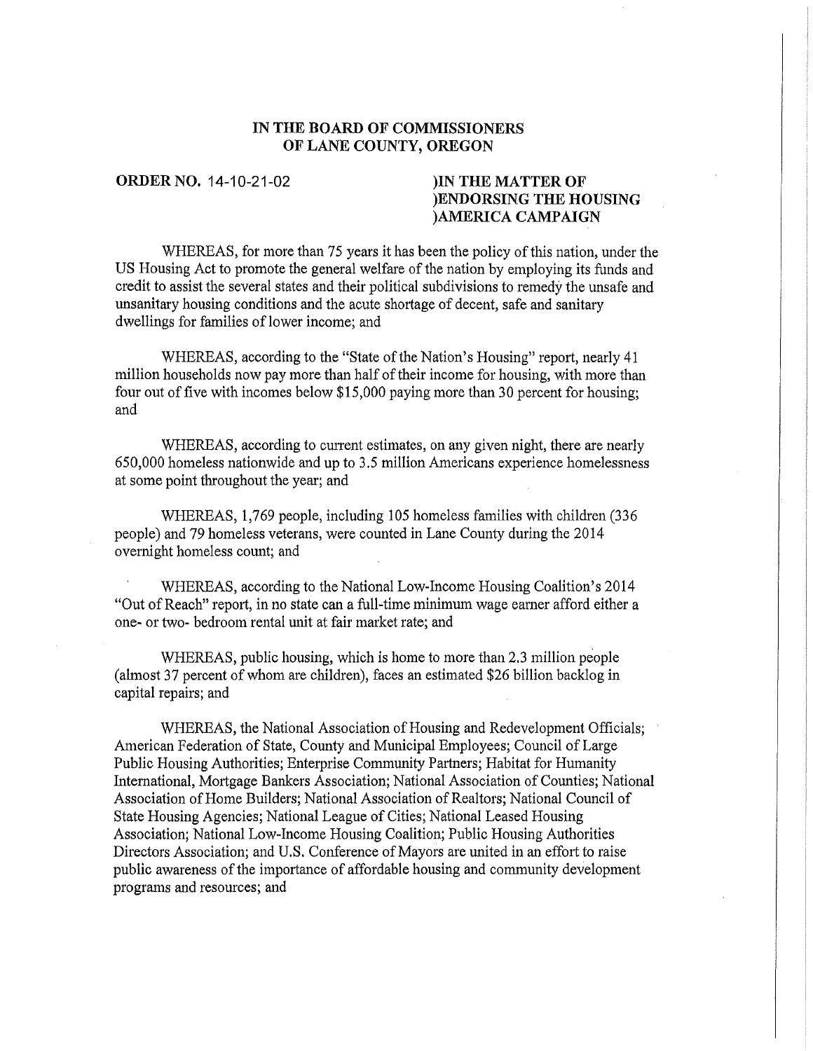# IN THE BOARD OF COMMISSIONERS OF LANE COUNTY, OREGON

**ORDER NO.** 14-10-21-02

**)IN THE MATTER OF**
**)ENDORSING THE HOUSING**
**)AMERICA CAMPAIGN**

WHEREAS, for more than 75 years it has been the policy of this nation, under the US Housing Act to promote the general welfare of the nation by employing its funds and credit to assist the several states and their political subdivisions to remedy the unsafe and unsanitary housing conditions and the acute shortage of decent, safe and sanitary dwellings for families of lower income; and

WHEREAS, according to the "State of the Nation's Housing" report, nearly 41 million households now pay more than half of their income for housing, with more than four out of five with incomes below $15,000 paying more than 30 percent for housing; and

WHEREAS, according to current estimates, on any given night, there are nearly 650,000 homeless nationwide and up to 3.5 million Americans experience homelessness at some point throughout the year; and

WHEREAS, 1,769 people, including 105 homeless families with children (336 people) and 79 homeless veterans, were counted in Lane County during the 2014 overnight homeless count; and

WHEREAS, according to the National Low-Income Housing Coalition's 2014 "Out of Reach" report, in no state can a full-time minimum wage earner afford either a one- or two- bedroom rental unit at fair market rate; and

WHEREAS, public housing, which is home to more than 2.3 million people (almost 37 percent of whom are children), faces an estimated $26 billion backlog in capital repairs; and

WHEREAS, the National Association of Housing and Redevelopment Officials; American Federation of State, County and Municipal Employees; Council of Large Public Housing Authorities; Enterprise Community Partners; Habitat for Humanity International, Mortgage Bankers Association; National Association of Counties; National Association of Home Builders; National Association of Realtors; National Council of State Housing Agencies; National League of Cities; National Leased Housing Association; National Low-Income Housing Coalition; Public Housing Authorities Directors Association; and U.S. Conference of Mayors are united in an effort to raise public awareness of the importance of affordable housing and community development programs and resources; and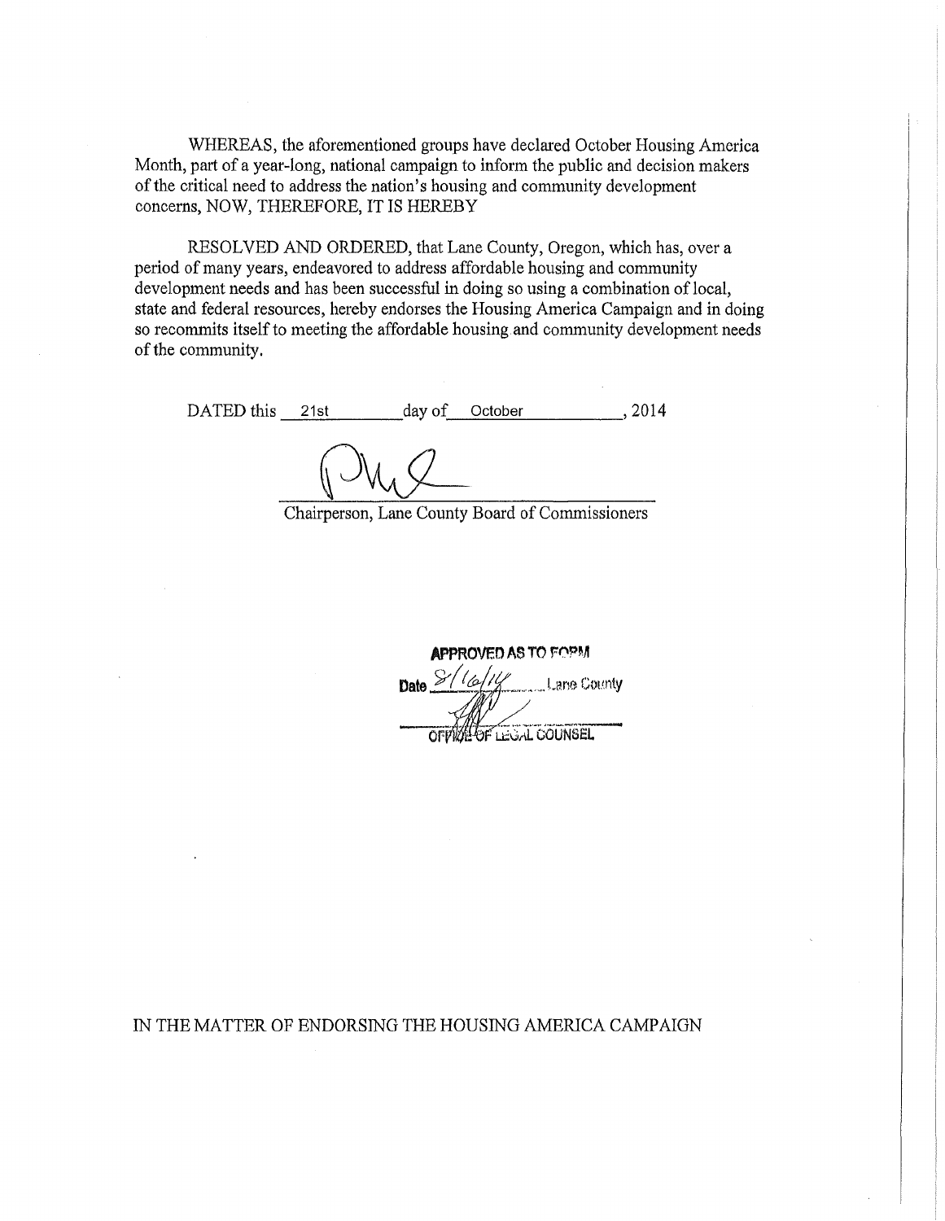WHEREAS, the aforementioned groups have declared October Housing America Month, part of a year-long, national campaign to inform the public and decision makers of the critical need to address the nation's housing and community development concerns, NOW, THEREFORE, IT IS HEREBY

RESOLVED AND ORDERED, that Lane County, Oregon, which has, over a period of many years, endeavored to address affordable housing and community development needs and has been successful in doing so using a combination of local, state and federal resources, hereby endorses the Housing America Campaign and in doing so recommits itself to meeting the affordable housing and community development needs of the community.

DATED this 21st day of October, 2014

Chairperson, Lane County Board of Commissioners

**APPROVED AS TO FORM**
Date 8/16/14 Lane County
OFFICE OF LEGAL COUNSEL

IN THE MATTER OF ENDORSING THE HOUSING AMERICA CAMPAIGN